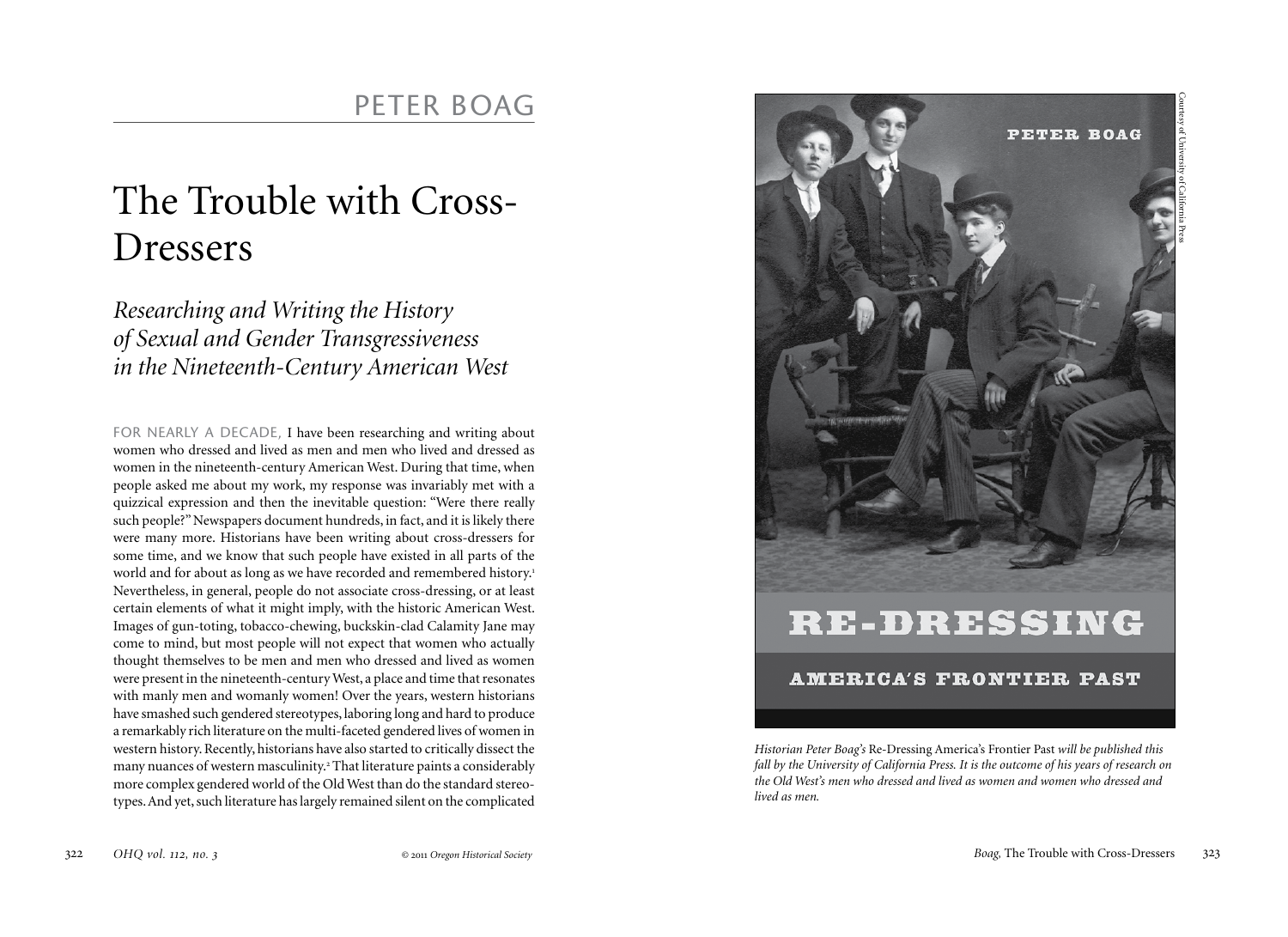PETER BOAG

# The Trouble with Cross-Dressers

## *Researching and Writing the History of Sexual and Gender Transgressiveness in the Nineteenth-Century American West*

FOR NEARLY A DECADE, I have been researching and writing about women who dressed and lived as men and men who lived and dressed as women in the nineteenth-century American West. During that time, when people asked me about my work, my response was invariably met with a quizzical expression and then the inevitable question: "Were there really such people?" Newspapers document hundreds, in fact, and it is likely there were many more. Historians have been writing about cross-dressers for some time, and we know that such people have existed in all parts of the world and for about as long as we have recorded and remembered history.[1] Nevertheless, in general, people do not associate cross-dressing, or at least certain elements of what it might imply, with the historic American West. Images of gun-toting, tobacco-chewing, buckskin-clad Calamity Jane may come to mind, but most people will not expect that women who actually thought themselves to be men and men who dressed and lived as women were present in the nineteenth-century West, a place and time that resonates with manly men and womanly women! Over the years, western historians have smashed such gendered stereotypes, laboring long and hard to produce a remarkably rich literature on the multi-faceted gendered lives of women in western history. Recently, historians have also started to critically dissect the many nuances of western masculinity.[2] That literature paints a considerably more complex gendered world of the Old West than do the standard stereotypes. And yet, such literature has largely remained silent on the complicated

© 2011 *Oregon Historical Society*

PETER BOAG

RE-DRESSING

AMERICA'S FRONTIER PAST

Courtesy of University of California Press

*Historian Peter Boag's* Re-Dressing America's Frontier Past *will be published this fall by the University of California Press. It is the outcome of his years of research on the Old West's men who dressed and lived as women and women who dressed and lived as men.*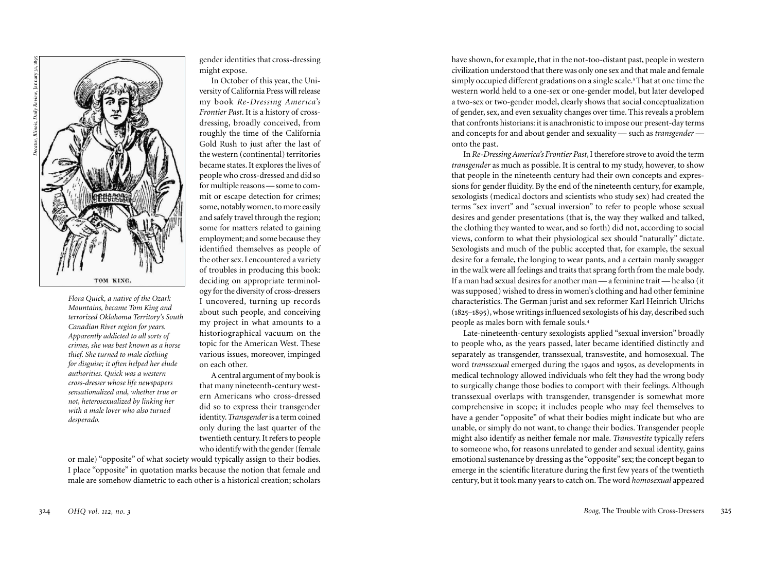Decatur, Illinois, Daily Review, January 31, 1895

TOM KING.

*Flora Quick, a native of the Ozark Mountains, became Tom King and terrorized Oklahoma Territory's South Canadian River region for years. Apparently addicted to all sorts of crimes, she was best known as a horse thief. She turned to male clothing for disguise; it often helped her elude authorities. Quick was a western cross-dresser whose life newspapers sensationalized and, whether true or not, heterosexualized by linking her with a male lover who also turned desperado.*

gender identities that cross-dressing might expose.

In October of this year, the University of California Press will release my book *Re-Dressing America's Frontier Past*. It is a history of cross-dressing, broadly conceived, from roughly the time of the California Gold Rush to just after the last of the western (continental) territories became states. It explores the lives of people who cross-dressed and did so for multiple reasons — some to commit or escape detection for crimes; some, notably women, to more easily and safely travel through the region; some for matters related to gaining employment; and some because they identified themselves as people of the other sex. I encountered a variety of troubles in producing this book: deciding on appropriate terminology for the diversity of cross-dressers I uncovered, turning up records about such people, and conceiving my project in what amounts to a historiographical vacuum on the topic for the American West. These various issues, moreover, impinged on each other.

A central argument of my book is that many nineteenth-century western Americans who cross-dressed did so to express their transgender identity. *Transgender* is a term coined only during the last quarter of the twentieth century. It refers to people who identify with the gender (female or male) "opposite" of what society would typically assign to their bodies. I place "opposite" in quotation marks because the notion that female and male are somehow diametric to each other is a historical creation; scholars have shown, for example, that in the not-too-distant past, people in western civilization understood that there was only one sex and that male and female simply occupied different gradations on a single scale.[3] That at one time the western world held to a one-sex or one-gender model, but later developed a two-sex or two-gender model, clearly shows that social conceptualization of gender, sex, and even sexuality changes over time. This reveals a problem that confronts historians: it is anachronistic to impose our present-day terms and concepts for and about gender and sexuality — such as *transgender* — onto the past.

In *Re-Dressing America's Frontier Past*, I therefore strove to avoid the term *transgender* as much as possible. It is central to my study, however, to show that people in the nineteenth century had their own concepts and expressions for gender fluidity. By the end of the nineteenth century, for example, sexologists (medical doctors and scientists who study sex) had created the terms "sex invert" and "sexual inversion" to refer to people whose sexual desires and gender presentations (that is, the way they walked and talked, the clothing they wanted to wear, and so forth) did not, according to social views, conform to what their physiological sex should "naturally" dictate. Sexologists and much of the public accepted that, for example, the sexual desire for a female, the longing to wear pants, and a certain manly swagger in the walk were all feelings and traits that sprang forth from the male body. If a man had sexual desires for another man — a feminine trait — he also (it was supposed) wished to dress in women's clothing and had other feminine characteristics. The German jurist and sex reformer Karl Heinrich Ulrichs (1825–1895), whose writings influenced sexologists of his day, described such people as males born with female souls.[4]

Late-nineteenth-century sexologists applied "sexual inversion" broadly to people who, as the years passed, later became identified distinctly and separately as transgender, transsexual, transvestite, and homosexual. The word *transsexual* emerged during the 1940s and 1950s, as developments in medical technology allowed individuals who felt they had the wrong body to surgically change those bodies to comport with their feelings. Although transsexual overlaps with transgender, transgender is somewhat more comprehensive in scope; it includes people who may feel themselves to have a gender "opposite" of what their bodies might indicate but who are unable, or simply do not want, to change their bodies. Transgender people might also identify as neither female nor male. *Transvestite* typically refers to someone who, for reasons unrelated to gender and sexual identity, gains emotional sustenance by dressing as the "opposite" sex; the concept began to emerge in the scientific literature during the first few years of the twentieth century, but it took many years to catch on. The word *homosexual* appeared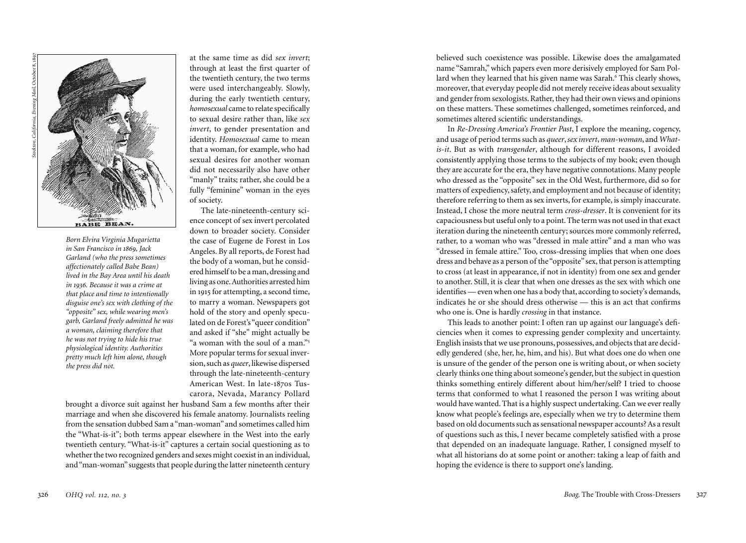BABE BEAN.

Stockton, California, Evening Mail, October 8, 1897

*Born Elvira Virginia Mugarietta in San Francisco in 1869, Jack Garland (who the press sometimes affectionately called Babe Bean) lived in the Bay Area until his death in 1936. Because it was a crime at that place and time to intentionally disguise one's sex with clothing of the "opposite" sex, while wearing men's garb, Garland freely admitted he was a woman, claiming therefore that he was not trying to hide his true physiological identity. Authorities pretty much left him alone, though the press did not.*

at the same time as did *sex invert*; through at least the first quarter of the twentieth century, the two terms were used interchangeably. Slowly, during the early twentieth century, *homosexual* came to relate specifically to sexual desire rather than, like *sex invert*, to gender presentation and identity. *Homosexual* came to mean that a woman, for example, who had sexual desires for another woman did not necessarily also have other "manly" traits; rather, she could be a fully "feminine" woman in the eyes of society.

The late-nineteenth-century science concept of sex invert percolated down to broader society. Consider the case of Eugene de Forest in Los Angeles. By all reports, de Forest had the body of a woman, but he considered himself to be a man, dressing and living as one. Authorities arrested him in 1915 for attempting, a second time, to marry a woman. Newspapers got hold of the story and openly speculated on de Forest's "queer condition" and asked if "she" might actually be "a woman with the soul of a man."[5] More popular terms for sexual inversion, such as *queer*, likewise dispersed through the late-nineteenth-century American West. In late-1870s Tuscarora, Nevada, Marancy Pollard brought a divorce suit against her husband Sam a few months after their marriage and when she discovered his female anatomy. Journalists reeling from the sensation dubbed Sam a "man-woman" and sometimes called him the "What-is-it"; both terms appear elsewhere in the West into the early twentieth century. "What-is-it" captures a certain social questioning as to whether the two recognized genders and sexes might coexist in an individual, and "man-woman" suggests that people during the latter nineteenth century believed such coexistence was possible. Likewise does the amalgamated name "Samrah," which papers even more derisively employed for Sam Pollard when they learned that his given name was Sarah.[6] This clearly shows, moreover, that everyday people did not merely receive ideas about sexuality and gender from sexologists. Rather, they had their own views and opinions on these matters. These sometimes challenged, sometimes reinforced, and sometimes altered scientific understandings.

In *Re-Dressing America's Frontier Past*, I explore the meaning, cogency, and usage of period terms such as *queer*, *sex invert*, *man-woman*, and *What-is-it*. But as with *transgender*, although for different reasons, I avoided consistently applying those terms to the subjects of my book; even though they are accurate for the era, they have negative connotations. Many people who dressed as the "opposite" sex in the Old West, furthermore, did so for matters of expediency, safety, and employment and not because of identity; therefore referring to them as sex inverts, for example, is simply inaccurate. Instead, I chose the more neutral term *cross-dresser*. It is convenient for its capaciousness but useful only to a point. The term was not used in that exact iteration during the nineteenth century; sources more commonly referred, rather, to a woman who was "dressed in male attire" and a man who was "dressed in female attire." Too, cross-dressing implies that when one does dress and behave as a person of the "opposite" sex, that person is attempting to cross (at least in appearance, if not in identity) from one sex and gender to another. Still, it is clear that when one dresses as the sex with which one identifies — even when one has a body that, according to society's demands, indicates he or she should dress otherwise — this is an act that confirms who one is. One is hardly *crossing* in that instance.

This leads to another point: I often ran up against our language's deficiencies when it comes to expressing gender complexity and uncertainty. English insists that we use pronouns, possessives, and objects that are decidedly gendered (she, her, he, him, and his). But what does one do when one is unsure of the gender of the person one is writing about, or when society clearly thinks one thing about someone's gender, but the subject in question thinks something entirely different about him/her/self? I tried to choose terms that conformed to what I reasoned the person I was writing about would have wanted. That is a highly suspect undertaking. Can we ever really know what people's feelings are, especially when we try to determine them based on old documents such as sensational newspaper accounts? As a result of questions such as this, I never became completely satisfied with a prose that depended on an inadequate language. Rather, I consigned myself to what all historians do at some point or another: taking a leap of faith and hoping the evidence is there to support one's landing.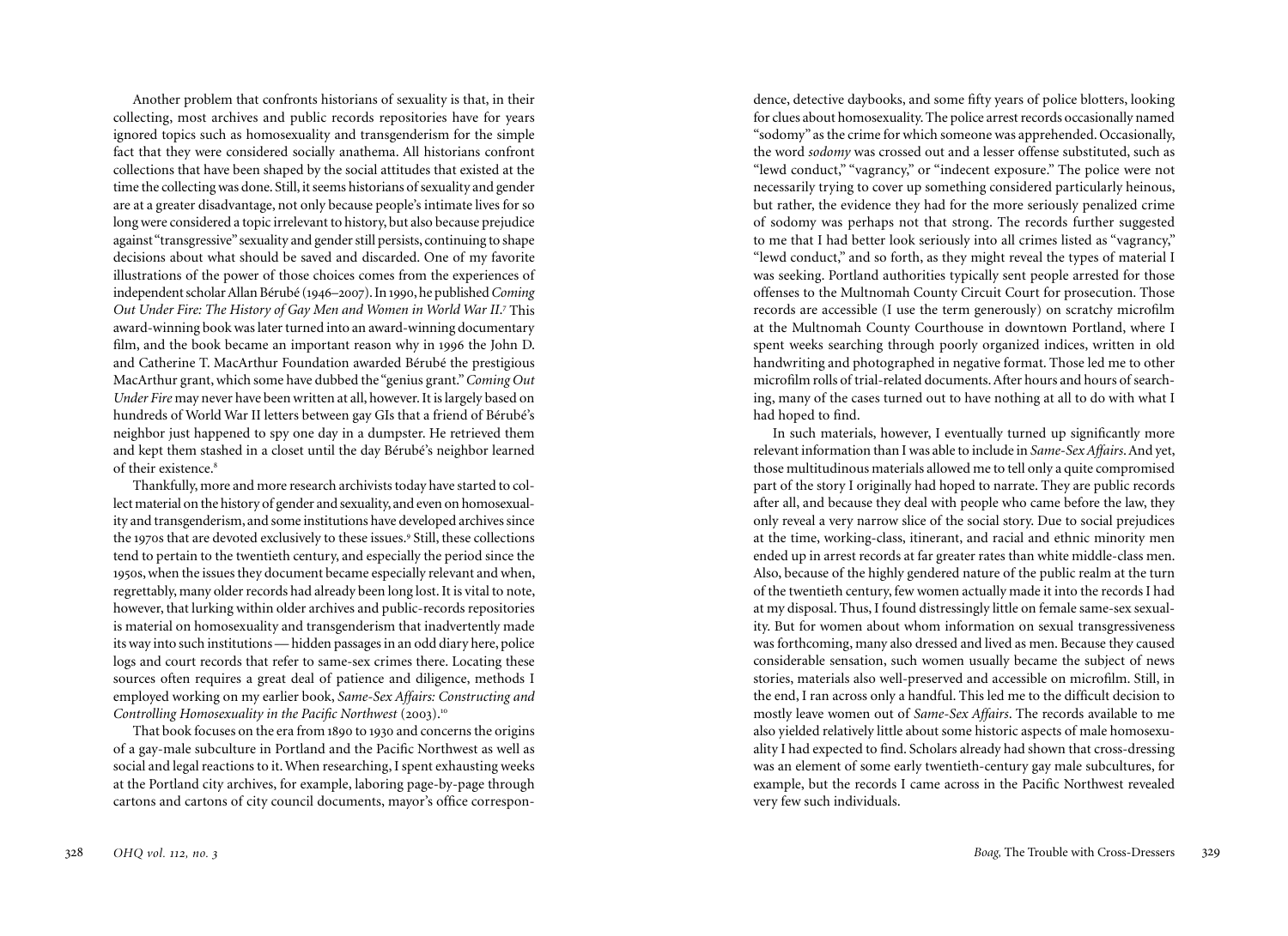Another problem that confronts historians of sexuality is that, in their collecting, most archives and public records repositories have for years ignored topics such as homosexuality and transgenderism for the simple fact that they were considered socially anathema. All historians confront collections that have been shaped by the social attitudes that existed at the time the collecting was done. Still, it seems historians of sexuality and gender are at a greater disadvantage, not only because people's intimate lives for so long were considered a topic irrelevant to history, but also because prejudice against "transgressive" sexuality and gender still persists, continuing to shape decisions about what should be saved and discarded. One of my favorite illustrations of the power of those choices comes from the experiences of independent scholar Allan Bérubé (1946–2007). In 1990, he published *Coming Out Under Fire: The History of Gay Men and Women in World War II*.[7] This award-winning book was later turned into an award-winning documentary film, and the book became an important reason why in 1996 the John D. and Catherine T. MacArthur Foundation awarded Bérubé the prestigious MacArthur grant, which some have dubbed the "genius grant." *Coming Out Under Fire* may never have been written at all, however. It is largely based on hundreds of World War II letters between gay GIs that a friend of Bérubé's neighbor just happened to spy one day in a dumpster. He retrieved them and kept them stashed in a closet until the day Bérubé's neighbor learned of their existence.[8]

Thankfully, more and more research archivists today have started to collect material on the history of gender and sexuality, and even on homosexuality and transgenderism, and some institutions have developed archives since the 1970s that are devoted exclusively to these issues.[9] Still, these collections tend to pertain to the twentieth century, and especially the period since the 1950s, when the issues they document became especially relevant and when, regrettably, many older records had already been long lost. It is vital to note, however, that lurking within older archives and public-records repositories is material on homosexuality and transgenderism that inadvertently made its way into such institutions — hidden passages in an odd diary here, police logs and court records that refer to same-sex crimes there. Locating these sources often requires a great deal of patience and diligence, methods I employed working on my earlier book, *Same-Sex Affairs: Constructing and Controlling Homosexuality in the Pacific Northwest* (2003).[10]

That book focuses on the era from 1890 to 1930 and concerns the origins of a gay-male subculture in Portland and the Pacific Northwest as well as social and legal reactions to it. When researching, I spent exhausting weeks at the Portland city archives, for example, laboring page-by-page through cartons and cartons of city council documents, mayor's office correspondence, detective daybooks, and some fifty years of police blotters, looking for clues about homosexuality. The police arrest records occasionally named "sodomy" as the crime for which someone was apprehended. Occasionally, the word *sodomy* was crossed out and a lesser offense substituted, such as "lewd conduct," "vagrancy," or "indecent exposure." The police were not necessarily trying to cover up something considered particularly heinous, but rather, the evidence they had for the more seriously penalized crime of sodomy was perhaps not that strong. The records further suggested to me that I had better look seriously into all crimes listed as "vagrancy," "lewd conduct," and so forth, as they might reveal the types of material I was seeking. Portland authorities typically sent people arrested for those offenses to the Multnomah County Circuit Court for prosecution. Those records are accessible (I use the term generously) on scratchy microfilm at the Multnomah County Courthouse in downtown Portland, where I spent weeks searching through poorly organized indices, written in old handwriting and photographed in negative format. Those led me to other microfilm rolls of trial-related documents. After hours and hours of searching, many of the cases turned out to have nothing at all to do with what I had hoped to find.

In such materials, however, I eventually turned up significantly more relevant information than I was able to include in *Same-Sex Affairs*. And yet, those multitudinous materials allowed me to tell only a quite compromised part of the story I originally had hoped to narrate. They are public records after all, and because they deal with people who came before the law, they only reveal a very narrow slice of the social story. Due to social prejudices at the time, working-class, itinerant, and racial and ethnic minority men ended up in arrest records at far greater rates than white middle-class men. Also, because of the highly gendered nature of the public realm at the turn of the twentieth century, few women actually made it into the records I had at my disposal. Thus, I found distressingly little on female same-sex sexuality. But for women about whom information on sexual transgressiveness was forthcoming, many also dressed and lived as men. Because they caused considerable sensation, such women usually became the subject of news stories, materials also well-preserved and accessible on microfilm. Still, in the end, I ran across only a handful. This led me to the difficult decision to mostly leave women out of *Same-Sex Affairs*. The records available to me also yielded relatively little about some historic aspects of male homosexuality I had expected to find. Scholars already had shown that cross-dressing was an element of some early twentieth-century gay male subcultures, for example, but the records I came across in the Pacific Northwest revealed very few such individuals.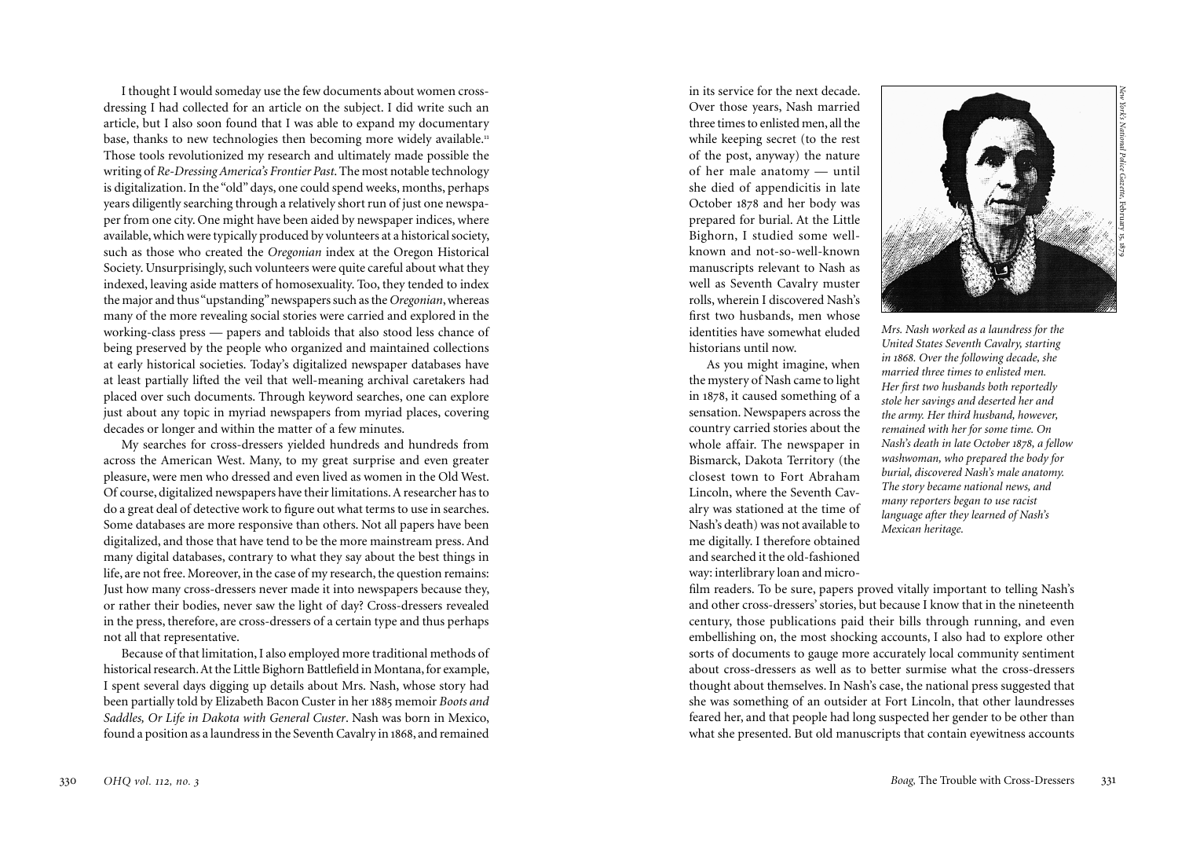I thought I would someday use the few documents about women cross-dressing I had collected for an article on the subject. I did write such an article, but I also soon found that I was able to expand my documentary base, thanks to new technologies then becoming more widely available.[11] Those tools revolutionized my research and ultimately made possible the writing of *Re-Dressing America's Frontier Past*. The most notable technology is digitalization. In the "old" days, one could spend weeks, months, perhaps years diligently searching through a relatively short run of just one newspaper from one city. One might have been aided by newspaper indices, where available, which were typically produced by volunteers at a historical society, such as those who created the *Oregonian* index at the Oregon Historical Society. Unsurprisingly, such volunteers were quite careful about what they indexed, leaving aside matters of homosexuality. Too, they tended to index the major and thus "upstanding" newspapers such as the *Oregonian*, whereas many of the more revealing social stories were carried and explored in the working-class press — papers and tabloids that also stood less chance of being preserved by the people who organized and maintained collections at early historical societies. Today's digitalized newspaper databases have at least partially lifted the veil that well-meaning archival caretakers had placed over such documents. Through keyword searches, one can explore just about any topic in myriad newspapers from myriad places, covering decades or longer and within the matter of a few minutes.

My searches for cross-dressers yielded hundreds and hundreds from across the American West. Many, to my great surprise and even greater pleasure, were men who dressed and even lived as women in the Old West. Of course, digitalized newspapers have their limitations. A researcher has to do a great deal of detective work to figure out what terms to use in searches. Some databases are more responsive than others. Not all papers have been digitalized, and those that have tend to be the more mainstream press. And many digital databases, contrary to what they say about the best things in life, are not free. Moreover, in the case of my research, the question remains: Just how many cross-dressers never made it into newspapers because they, or rather their bodies, never saw the light of day? Cross-dressers revealed in the press, therefore, are cross-dressers of a certain type and thus perhaps not all that representative.

Because of that limitation, I also employed more traditional methods of historical research. At the Little Bighorn Battlefield in Montana, for example, I spent several days digging up details about Mrs. Nash, whose story had been partially told by Elizabeth Bacon Custer in her 1885 memoir *Boots and Saddles, Or Life in Dakota with General Custer*. Nash was born in Mexico, found a position as a laundress in the Seventh Cavalry in 1868, and remained in its service for the next decade. Over those years, Nash married three times to enlisted men, all the while keeping secret (to the rest of the post, anyway) the nature of her male anatomy — until she died of appendicitis in late October 1878 and her body was prepared for burial. At the Little Bighorn, I studied some well-known and not-so-well-known manuscripts relevant to Nash as well as Seventh Cavalry muster rolls, wherein I discovered Nash's first two husbands, men whose identities have somewhat eluded historians until now.

*New York's National Police Gazette, February 15, 1879*

*Mrs. Nash worked as a laundress for the United States Seventh Cavalry, starting in 1868. Over the following decade, she married three times to enlisted men. Her first two husbands both reportedly stole her savings and deserted her and the army. Her third husband, however, remained with her for some time. On Nash's death in late October 1878, a fellow washwoman, who prepared the body for burial, discovered Nash's male anatomy. The story became national news, and many reporters began to use racist language after they learned of Nash's Mexican heritage.*

As you might imagine, when the mystery of Nash came to light in 1878, it caused something of a sensation. Newspapers across the country carried stories about the whole affair. The newspaper in Bismarck, Dakota Territory (the closest town to Fort Abraham Lincoln, where the Seventh Cavalry was stationed at the time of Nash's death) was not available to me digitally. I therefore obtained and searched it the old-fashioned way: interlibrary loan and microfilm readers. To be sure, papers proved vitally important to telling Nash's and other cross-dressers' stories, but because I know that in the nineteenth century, those publications paid their bills through running, and even embellishing on, the most shocking accounts, I also had to explore other sorts of documents to gauge more accurately local community sentiment about cross-dressers as well as to better surmise what the cross-dressers thought about themselves. In Nash's case, the national press suggested that she was something of an outsider at Fort Lincoln, that other laundresses feared her, and that people had long suspected her gender to be other than what she presented. But old manuscripts that contain eyewitness accounts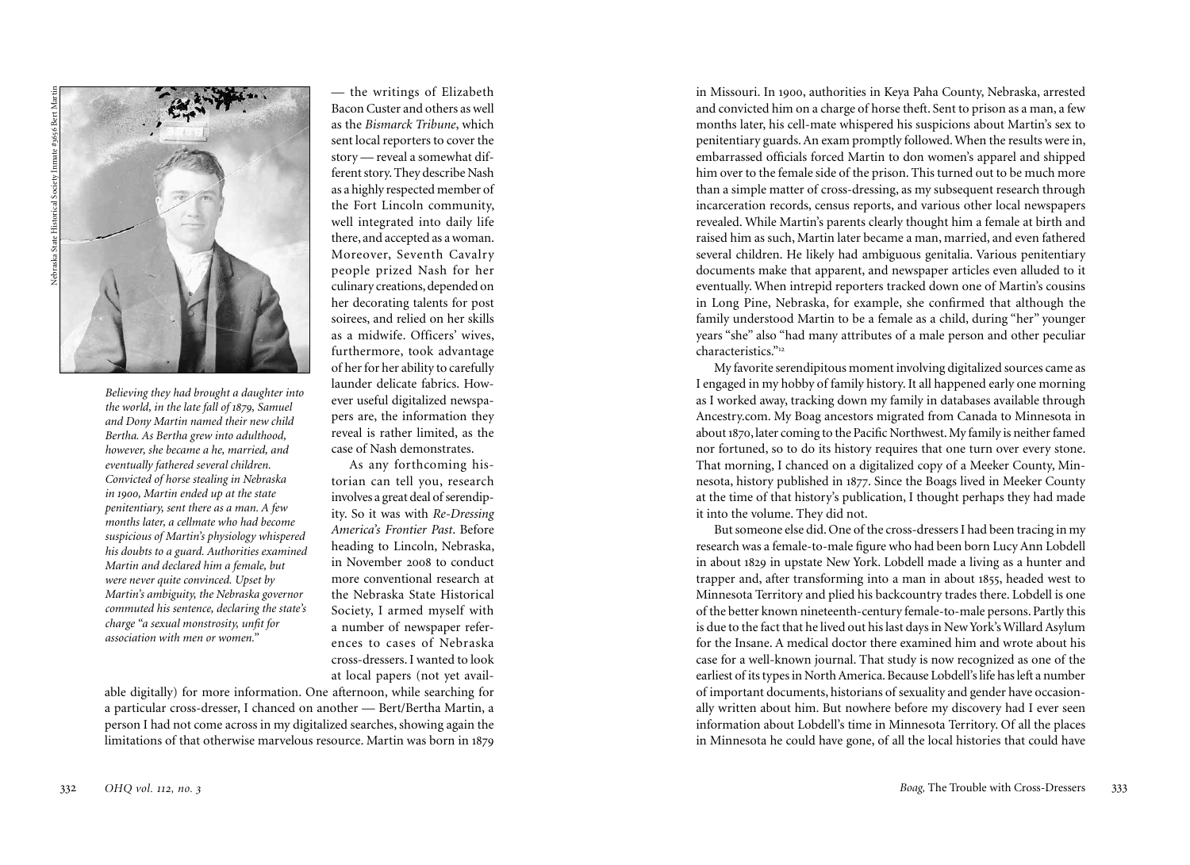Nebraska State Historical Society Inmate #3656 Bert Martin

*Believing they had brought a daughter into the world, in the late fall of 1879, Samuel and Dony Martin named their new child Bertha. As Bertha grew into adulthood, however, she became a he, married, and eventually fathered several children. Convicted of horse stealing in Nebraska in 1900, Martin ended up at the state penitentiary, sent there as a man. A few months later, a cellmate who had become suspicious of Martin's physiology whispered his doubts to a guard. Authorities examined Martin and declared him a female, but were never quite convinced. Upset by Martin's ambiguity, the Nebraska governor commuted his sentence, declaring the state's charge "a sexual monstrosity, unfit for association with men or women."*

— the writings of Elizabeth Bacon Custer and others as well as the *Bismarck Tribune*, which sent local reporters to cover the story — reveal a somewhat different story. They describe Nash as a highly respected member of the Fort Lincoln community, well integrated into daily life there, and accepted as a woman. Moreover, Seventh Cavalry people prized Nash for her culinary creations, depended on her decorating talents for post soirees, and relied on her skills as a midwife. Officers' wives, furthermore, took advantage of her for her ability to carefully launder delicate fabrics. However useful digitalized newspapers are, the information they reveal is rather limited, as the case of Nash demonstrates.

As any forthcoming historian can tell you, research involves a great deal of serendipity. So it was with *Re-Dressing America's Frontier Past*. Before heading to Lincoln, Nebraska, in November 2008 to conduct more conventional research at the Nebraska State Historical Society, I armed myself with a number of newspaper references to cases of Nebraska cross-dressers. I wanted to look at local papers (not yet available digitally) for more information. One afternoon, while searching for a particular cross-dresser, I chanced on another — Bert/Bertha Martin, a person I had not come across in my digitalized searches, showing again the limitations of that otherwise marvelous resource. Martin was born in 1879 in Missouri. In 1900, authorities in Keya Paha County, Nebraska, arrested and convicted him on a charge of horse theft. Sent to prison as a man, a few months later, his cell-mate whispered his suspicions about Martin's sex to penitentiary guards. An exam promptly followed. When the results were in, embarrassed officials forced Martin to don women's apparel and shipped him over to the female side of the prison. This turned out to be much more than a simple matter of cross-dressing, as my subsequent research through incarceration records, census reports, and various other local newspapers revealed. While Martin's parents clearly thought him a female at birth and raised him as such, Martin later became a man, married, and even fathered several children. He likely had ambiguous genitalia. Various penitentiary documents make that apparent, and newspaper articles even alluded to it eventually. When intrepid reporters tracked down one of Martin's cousins in Long Pine, Nebraska, for example, she confirmed that although the family understood Martin to be a female as a child, during "her" younger years "she" also "had many attributes of a male person and other peculiar characteristics."[12]

My favorite serendipitous moment involving digitalized sources came as I engaged in my hobby of family history. It all happened early one morning as I worked away, tracking down my family in databases available through Ancestry.com. My Boag ancestors migrated from Canada to Minnesota in about 1870, later coming to the Pacific Northwest. My family is neither famed nor fortuned, so to do its history requires that one turn over every stone. That morning, I chanced on a digitalized copy of a Meeker County, Minnesota, history published in 1877. Since the Boags lived in Meeker County at the time of that history's publication, I thought perhaps they had made it into the volume. They did not.

But someone else did. One of the cross-dressers I had been tracing in my research was a female-to-male figure who had been born Lucy Ann Lobdell in about 1829 in upstate New York. Lobdell made a living as a hunter and trapper and, after transforming into a man in about 1855, headed west to Minnesota Territory and plied his backcountry trades there. Lobdell is one of the better known nineteenth-century female-to-male persons. Partly this is due to the fact that he lived out his last days in New York's Willard Asylum for the Insane. A medical doctor there examined him and wrote about his case for a well-known journal. That study is now recognized as one of the earliest of its types in North America. Because Lobdell's life has left a number of important documents, historians of sexuality and gender have occasionally written about him. But nowhere before my discovery had I ever seen information about Lobdell's time in Minnesota Territory. Of all the places in Minnesota he could have gone, of all the local histories that could have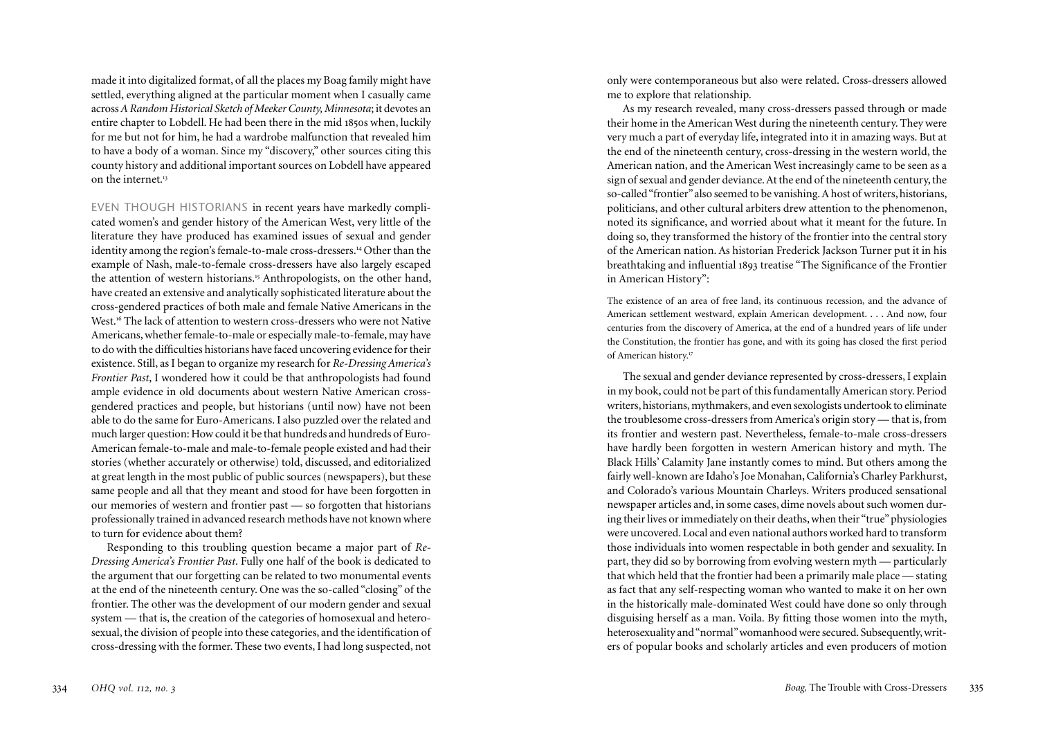made it into digitalized format, of all the places my Boag family might have settled, everything aligned at the particular moment when I casually came across *A Random Historical Sketch of Meeker County, Minnesota*; it devotes an entire chapter to Lobdell. He had been there in the mid 1850s when, luckily for me but not for him, he had a wardrobe malfunction that revealed him to have a body of a woman. Since my "discovery," other sources citing this county history and additional important sources on Lobdell have appeared on the internet.[13]

EVEN THOUGH HISTORIANS in recent years have markedly complicated women's and gender history of the American West, very little of the literature they have produced has examined issues of sexual and gender identity among the region's female-to-male cross-dressers.[14] Other than the example of Nash, male-to-female cross-dressers have also largely escaped the attention of western historians.[15] Anthropologists, on the other hand, have created an extensive and analytically sophisticated literature about the cross-gendered practices of both male and female Native Americans in the West.[16] The lack of attention to western cross-dressers who were not Native Americans, whether female-to-male or especially male-to-female, may have to do with the difficulties historians have faced uncovering evidence for their existence. Still, as I began to organize my research for *Re-Dressing America's Frontier Past*, I wondered how it could be that anthropologists had found ample evidence in old documents about western Native American cross-gendered practices and people, but historians (until now) have not been able to do the same for Euro-Americans. I also puzzled over the related and much larger question: How could it be that hundreds and hundreds of Euro-American female-to-male and male-to-female people existed and had their stories (whether accurately or otherwise) told, discussed, and editorialized at great length in the most public of public sources (newspapers), but these same people and all that they meant and stood for have been forgotten in our memories of western and frontier past — so forgotten that historians professionally trained in advanced research methods have not known where to turn for evidence about them?

Responding to this troubling question became a major part of *Re-Dressing America's Frontier Past*. Fully one half of the book is dedicated to the argument that our forgetting can be related to two monumental events at the end of the nineteenth century. One was the so-called "closing" of the frontier. The other was the development of our modern gender and sexual system — that is, the creation of the categories of homosexual and heterosexual, the division of people into these categories, and the identification of cross-dressing with the former. These two events, I had long suspected, not only were contemporaneous but also were related. Cross-dressers allowed me to explore that relationship.

As my research revealed, many cross-dressers passed through or made their home in the American West during the nineteenth century. They were very much a part of everyday life, integrated into it in amazing ways. But at the end of the nineteenth century, cross-dressing in the western world, the American nation, and the American West increasingly came to be seen as a sign of sexual and gender deviance. At the end of the nineteenth century, the so-called "frontier" also seemed to be vanishing. A host of writers, historians, politicians, and other cultural arbiters drew attention to the phenomenon, noted its significance, and worried about what it meant for the future. In doing so, they transformed the history of the frontier into the central story of the American nation. As historian Frederick Jackson Turner put it in his breathtaking and influential 1893 treatise "The Significance of the Frontier in American History":

> The existence of an area of free land, its continuous recession, and the advance of American settlement westward, explain American development. . . . And now, four centuries from the discovery of America, at the end of a hundred years of life under the Constitution, the frontier has gone, and with its going has closed the first period of American history.[17]

The sexual and gender deviance represented by cross-dressers, I explain in my book, could not be part of this fundamentally American story. Period writers, historians, mythmakers, and even sexologists undertook to eliminate the troublesome cross-dressers from America's origin story — that is, from its frontier and western past. Nevertheless, female-to-male cross-dressers have hardly been forgotten in western American history and myth. The Black Hills' Calamity Jane instantly comes to mind. But others among the fairly well-known are Idaho's Joe Monahan, California's Charley Parkhurst, and Colorado's various Mountain Charleys. Writers produced sensational newspaper articles and, in some cases, dime novels about such women during their lives or immediately on their deaths, when their "true" physiologies were uncovered. Local and even national authors worked hard to transform those individuals into women respectable in both gender and sexuality. In part, they did so by borrowing from evolving western myth — particularly that which held that the frontier had been a primarily male place — stating as fact that any self-respecting woman who wanted to make it on her own in the historically male-dominated West could have done so only through disguising herself as a man. Voila. By fitting those women into the myth, heterosexuality and "normal" womanhood were secured. Subsequently, writers of popular books and scholarly articles and even producers of motion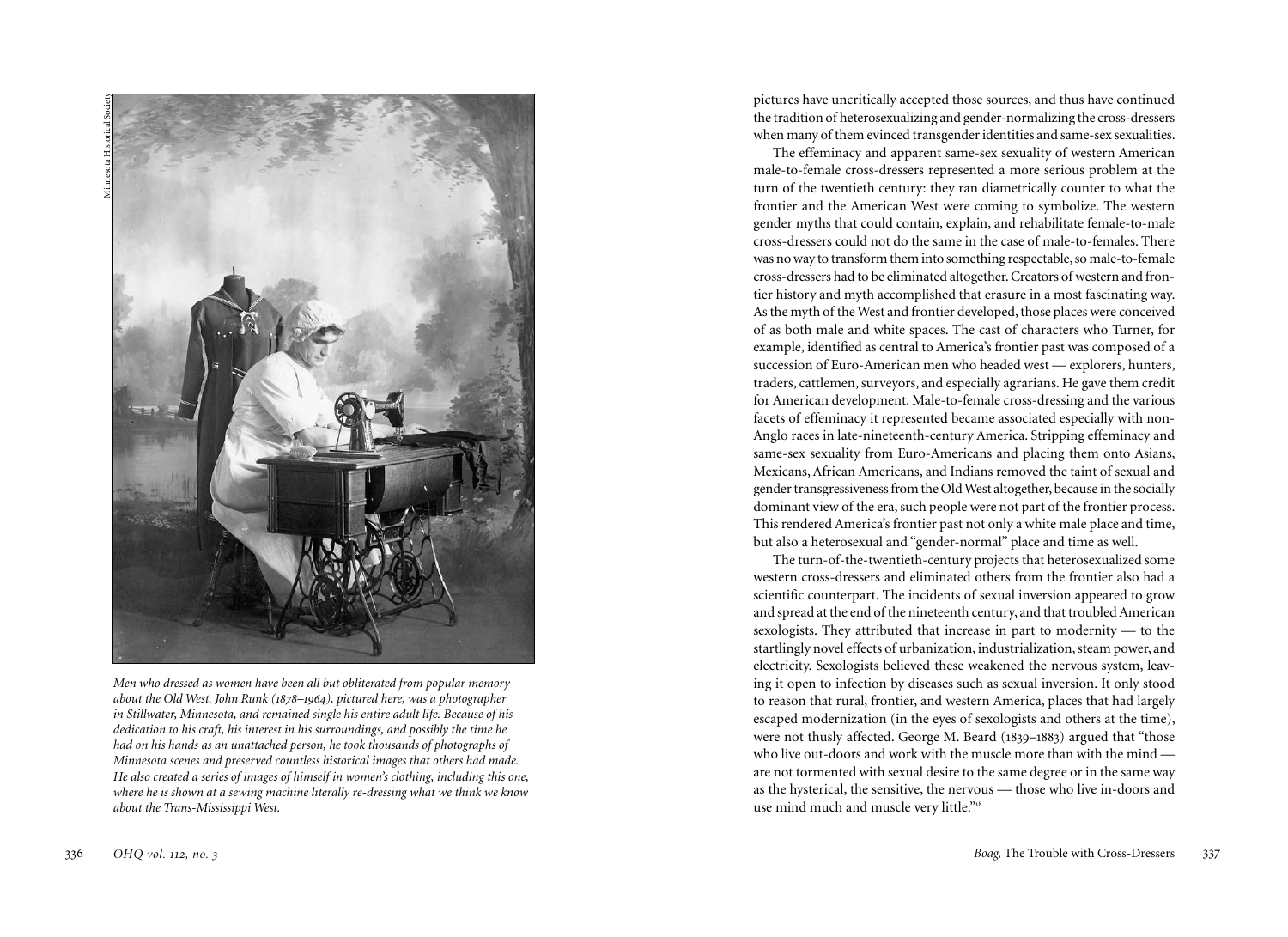*Men who dressed as women have been all but obliterated from popular memory about the Old West. John Runk (1878–1964), pictured here, was a photographer in Stillwater, Minnesota, and remained single his entire adult life. Because of his dedication to his craft, his interest in his surroundings, and possibly the time he had on his hands as an unattached person, he took thousands of photographs of Minnesota scenes and preserved countless historical images that others had made. He also created a series of images of himself in women's clothing, including this one, where he is shown at a sewing machine literally re-dressing what we think we know about the Trans-Mississippi West.*

pictures have uncritically accepted those sources, and thus have continued the tradition of heterosexualizing and gender-normalizing the cross-dressers when many of them evinced transgender identities and same-sex sexualities.

The effeminacy and apparent same-sex sexuality of western American male-to-female cross-dressers represented a more serious problem at the turn of the twentieth century: they ran diametrically counter to what the frontier and the American West were coming to symbolize. The western gender myths that could contain, explain, and rehabilitate female-to-male cross-dressers could not do the same in the case of male-to-females. There was no way to transform them into something respectable, so male-to-female cross-dressers had to be eliminated altogether. Creators of western and frontier history and myth accomplished that erasure in a most fascinating way. As the myth of the West and frontier developed, those places were conceived of as both male and white spaces. The cast of characters who Turner, for example, identified as central to America's frontier past was composed of a succession of Euro-American men who headed west — explorers, hunters, traders, cattlemen, surveyors, and especially agrarians. He gave them credit for American development. Male-to-female cross-dressing and the various facets of effeminacy it represented became associated especially with non-Anglo races in late-nineteenth-century America. Stripping effeminacy and same-sex sexuality from Euro-Americans and placing them onto Asians, Mexicans, African Americans, and Indians removed the taint of sexual and gender transgressiveness from the Old West altogether, because in the socially dominant view of the era, such people were not part of the frontier process. This rendered America's frontier past not only a white male place and time, but also a heterosexual and "gender-normal" place and time as well.

The turn-of-the-twentieth-century projects that heterosexualized some western cross-dressers and eliminated others from the frontier also had a scientific counterpart. The incidents of sexual inversion appeared to grow and spread at the end of the nineteenth century, and that troubled American sexologists. They attributed that increase in part to modernity — to the startlingly novel effects of urbanization, industrialization, steam power, and electricity. Sexologists believed these weakened the nervous system, leaving it open to infection by diseases such as sexual inversion. It only stood to reason that rural, frontier, and western America, places that had largely escaped modernization (in the eyes of sexologists and others at the time), were not thusly affected. George M. Beard (1839–1883) argued that "those who live out-doors and work with the muscle more than with the mind — are not tormented with sexual desire to the same degree or in the same way as the hysterical, the sensitive, the nervous — those who live in-doors and use mind much and muscle very little."[18]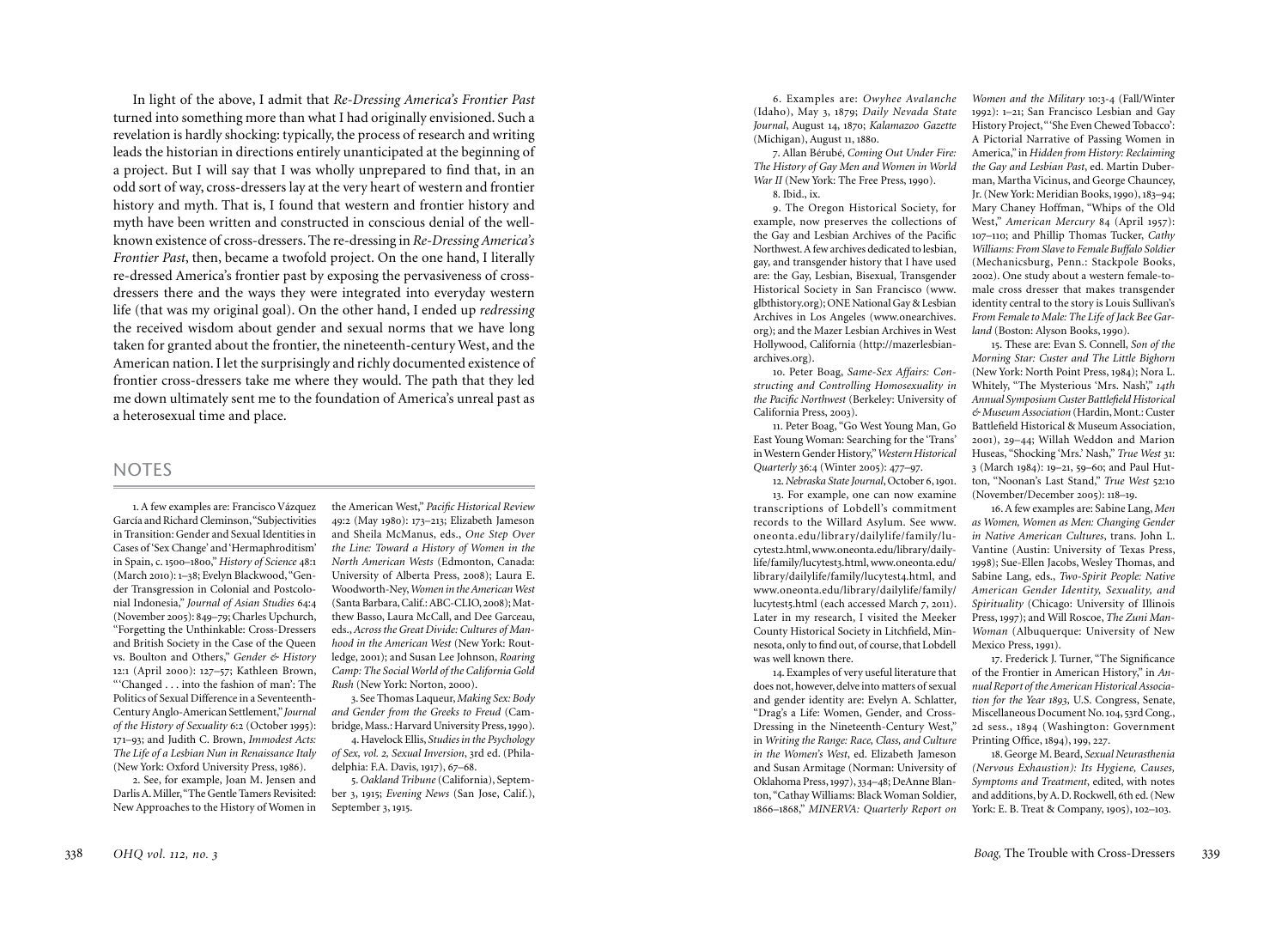In light of the above, I admit that *Re-Dressing America's Frontier Past* turned into something more than what I had originally envisioned. Such a revelation is hardly shocking: typically, the process of research and writing leads the historian in directions entirely unanticipated at the beginning of a project. But I will say that I was wholly unprepared to find that, in an odd sort of way, cross-dressers lay at the very heart of western and frontier history and myth. That is, I found that western and frontier history and myth have been written and constructed in conscious denial of the well-known existence of cross-dressers. The re-dressing in *Re-Dressing America's Frontier Past*, then, became a twofold project. On the one hand, I literally re-dressed America's frontier past by exposing the pervasiveness of cross-dressers there and the ways they were integrated into everyday western life (that was my original goal). On the other hand, I ended up *redressing* the received wisdom about gender and sexual norms that we have long taken for granted about the frontier, the nineteenth-century West, and the American nation. I let the surprisingly and richly documented existence of frontier cross-dressers take me where they would. The path that they led me down ultimately sent me to the foundation of America's unreal past as a heterosexual time and place.

## NOTES

1. A few examples are: Francisco Vázquez García and Richard Cleminson, "Subjectivities in Transition: Gender and Sexual Identities in Cases of 'Sex Change' and 'Hermaphroditism' in Spain, c. 1500–1800," *History of Science* 48:1 (March 2010): 1–38; Evelyn Blackwood, "Gender Transgression in Colonial and Postcolonial Indonesia," *Journal of Asian Studies* 64:4 (November 2005): 849–79; Charles Upchurch, "Forgetting the Unthinkable: Cross-Dressers and British Society in the Case of the Queen vs. Boulton and Others," *Gender & History* 12:1 (April 2000): 127–57; Kathleen Brown, "'Changed . . . into the fashion of man': The Politics of Sexual Difference in a Seventeenth-Century Anglo-American Settlement," *Journal of the History of Sexuality* 6:2 (October 1995): 171–93; and Judith C. Brown, *Immodest Acts: The Life of a Lesbian Nun in Renaissance Italy* (New York: Oxford University Press, 1986).

2. See, for example, Joan M. Jensen and Darlis A. Miller, "The Gentle Tamers Revisited: New Approaches to the History of Women in the American West," *Pacific Historical Review* 49:2 (May 1980): 173–213; Elizabeth Jameson and Sheila McManus, eds., *One Step Over the Line: Toward a History of Women in the North American Wests* (Edmonton, Canada: University of Alberta Press, 2008); Laura E. Woodworth-Ney, *Women in the American West* (Santa Barbara, Calif.: ABC-CLIO, 2008); Matthew Basso, Laura McCall, and Dee Garceau, eds., *Across the Great Divide: Cultures of Manhood in the American West* (New York: Routledge, 2001); and Susan Lee Johnson, *Roaring Camp: The Social World of the California Gold Rush* (New York: Norton, 2000).

3. See Thomas Laqueur, *Making Sex: Body and Gender from the Greeks to Freud* (Cambridge, Mass.: Harvard University Press, 1990).

4. Havelock Ellis, *Studies in the Psychology of Sex, vol. 2, Sexual Inversion*, 3rd ed. (Philadelphia: F.A. Davis, 1917), 67–68.

5. *Oakland Tribune* (California), September 3, 1915; *Evening News* (San Jose, Calif.), September 3, 1915.

6. Examples are: *Owyhee Avalanche* (Idaho), May 3, 1879; *Daily Nevada State Journal*, August 14, 1870; *Kalamazoo Gazette* (Michigan), August 11, 1880.

7. Allan Bérubé, *Coming Out Under Fire: The History of Gay Men and Women in World War II* (New York: The Free Press, 1990).

8. Ibid., ix.

9. The Oregon Historical Society, for example, now preserves the collections of the Gay and Lesbian Archives of the Pacific Northwest. A few archives dedicated to lesbian, gay, and transgender history that I have used are: the Gay, Lesbian, Bisexual, Transgender Historical Society in San Francisco (www.glbthistory.org); ONE National Gay & Lesbian Archives in Los Angeles (www.onearchives.org); and the Mazer Lesbian Archives in West Hollywood, California (http://mazerlesbianarchives.org).

10. Peter Boag, *Same-Sex Affairs: Constructing and Controlling Homosexuality in the Pacific Northwest* (Berkeley: University of California Press, 2003).

11. Peter Boag, "Go West Young Man, Go East Young Woman: Searching for the 'Trans' in Western Gender History," *Western Historical Quarterly* 36:4 (Winter 2005): 477–97.

12. *Nebraska State Journal*, October 6, 1901.

13. For example, one can now examine transcriptions of Lobdell's commitment records to the Willard Asylum. See www.oneonta.edu/library/dailylife/family/lucytest2.html, www.oneonta.edu/library/dailylife/family/lucytest3.html, www.oneonta.edu/library/dailylife/family/lucytest4.html, and www.oneonta.edu/library/dailylife/family/lucytest5.html (each accessed March 7, 2011). Later in my research, I visited the Meeker County Historical Society in Litchfield, Minnesota, only to find out, of course, that Lobdell was well known there.

14. Examples of very useful literature that does not, however, delve into matters of sexual and gender identity are: Evelyn A. Schlatter, "Drag's a Life: Women, Gender, and Cross-Dressing in the Nineteenth-Century West," in *Writing the Range: Race, Class, and Culture in the Women's West*, ed. Elizabeth Jameson and Susan Armitage (Norman: University of Oklahoma Press, 1997), 334–48; DeAnne Blanton, "Cathay Williams: Black Woman Soldier, 1866–1868," *MINERVA: Quarterly Report on Women and the Military* 10:3-4 (Fall/Winter 1992): 1–21; San Francisco Lesbian and Gay History Project, "'She Even Chewed Tobacco': A Pictorial Narrative of Passing Women in America," in *Hidden from History: Reclaiming the Gay and Lesbian Past*, ed. Martin Duberman, Martha Vicinus, and George Chauncey, Jr. (New York: Meridian Books, 1990), 183–94; Mary Chaney Hoffman, "Whips of the Old West," *American Mercury* 84 (April 1957): 107–110; and Phillip Thomas Tucker, *Cathy Williams: From Slave to Female Buffalo Soldier* (Mechanicsburg, Penn.: Stackpole Books, 2002). One study about a western female-to-male cross dresser that makes transgender identity central to the story is Louis Sullivan's *From Female to Male: The Life of Jack Bee Garland* (Boston: Alyson Books, 1990).

15. These are: Evan S. Connell, *Son of the Morning Star: Custer and The Little Bighorn* (New York: North Point Press, 1984); Nora L. Whitely, "The Mysterious 'Mrs. Nash'," *14th Annual Symposium Custer Battlefield Historical & Museum Association* (Hardin, Mont.: Custer Battlefield Historical & Museum Association, 2001), 29–44; Willah Weddon and Marion Huseas, "Shocking 'Mrs.' Nash," *True West* 31:3 (March 1984): 19–21, 59–60; and Paul Hutton, "Noonan's Last Stand," *True West* 52:10 (November/December 2005): 118–19.

16. A few examples are: Sabine Lang, *Men as Women, Women as Men: Changing Gender in Native American Cultures*, trans. John L. Vantine (Austin: University of Texas Press, 1998); Sue-Ellen Jacobs, Wesley Thomas, and Sabine Lang, eds., *Two-Spirit People: Native American Gender Identity, Sexuality, and Spirituality* (Chicago: University of Illinois Press, 1997); and Will Roscoe, *The Zuni Man-Woman* (Albuquerque: University of New Mexico Press, 1991).

17. Frederick J. Turner, "The Significance of the Frontier in American History," in *Annual Report of the American Historical Association for the Year 1893*, U.S. Congress, Senate, Miscellaneous Document No. 104, 53rd Cong., 2d sess., 1894 (Washington: Government Printing Office, 1894), 199, 227.

18. George M. Beard, *Sexual Neurasthenia (Nervous Exhaustion): Its Hygiene, Causes, Symptoms and Treatment*, edited, with notes and additions, by A. D. Rockwell, 6th ed. (New York: E. B. Treat & Company, 1905), 102–103.